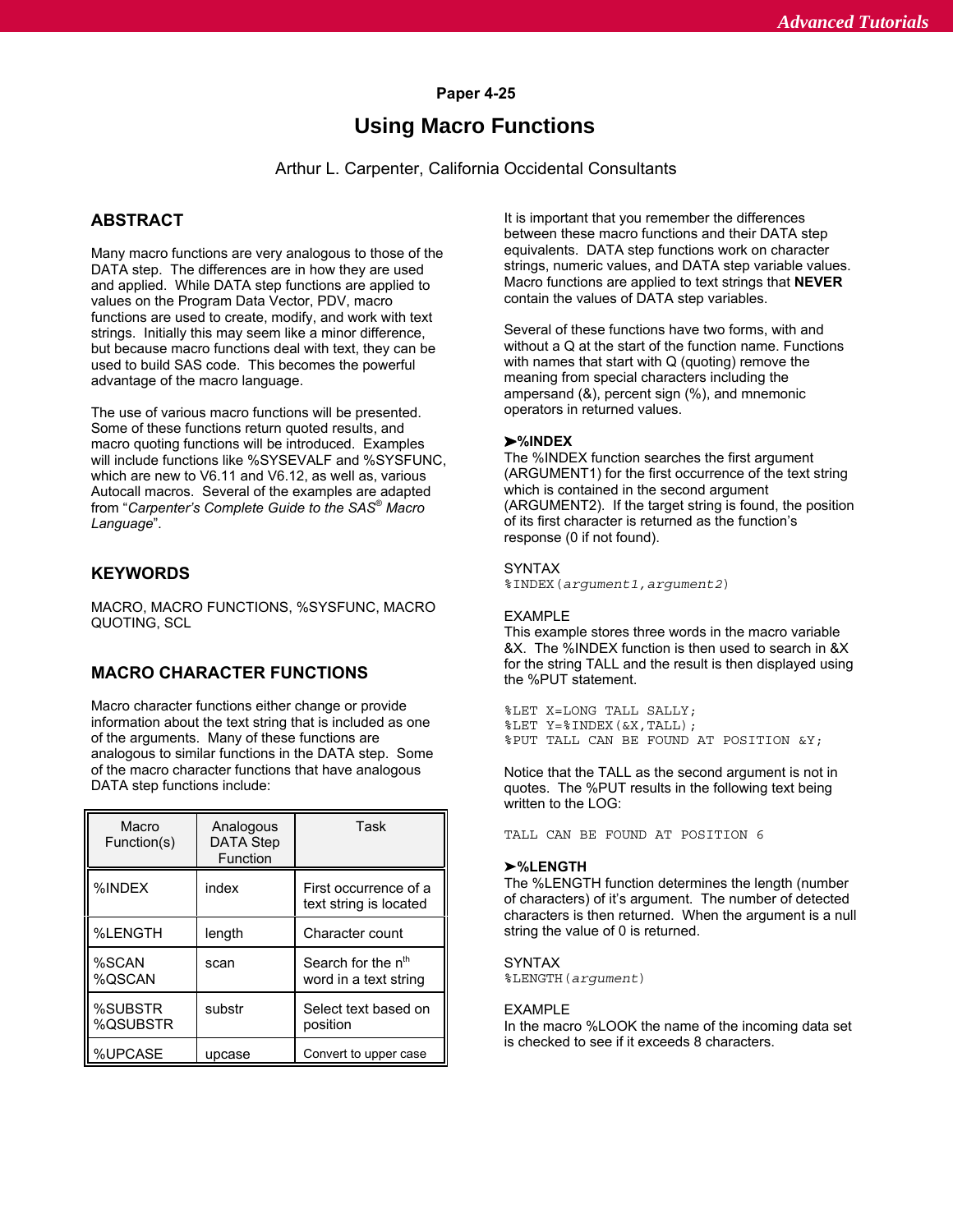Paper 4-25

# Using Macro Functions

Arthur L. Carpenter, California Occidental Consultants

## ABSTRACT

Many macro functions are very analogous to those of the DATA step. The differences are in how they are used and applied. While DATA step functions are applied to values on the Program Data Vector, PDV, macro functions are used to create, modify, and work with text strings. Initially this may seem like a minor difference, but because macro functions deal with text, they can be used to build SAS code. This becomes the powerful advantage of the macro language.

The use of various macro functions will be presented. Some of these functions return quoted results, and macro quoting functions will be introduced. Examples will include functions like %SYSEVALF and %SYSFUNC, which are new to V6.11 and V6.12, as well as, various Autocall macros. Several of the examples are adapted from "*Carpenter's Complete Guide to the SAS® Macro Language*".

## KEYWORDS

MACRO, MACRO FUNCTIONS, %SYSFUNC, MACRO QUOTING, SCL

## MACRO CHARACTER FUNCTIONS

Macro character functions either change or provide information about the text string that is included as one of the arguments. Many of these functions are analogous to similar functions in the DATA step. Some of the macro character functions that have analogous DATA step functions include:

| Macro Function(s) | Analogous DATA Step Function | Task |
|---|---|---|
| %INDEX | index | First occurrence of a text string is located |
| %LENGTH | length | Character count |
| %SCAN<br>%QSCAN | scan | Search for the nth word in a text string |
| %SUBSTR<br>%QSUBSTR | substr | Select text based on position |
| %UPCASE | upcase | Convert to upper case |

It is important that you remember the differences between these macro functions and their DATA step equivalents. DATA step functions work on character strings, numeric values, and DATA step variable values. Macro functions are applied to text strings that **NEVER** contain the values of DATA step variables.

Several of these functions have two forms, with and without a Q at the start of the function name. Functions with names that start with Q (quoting) remove the meaning from special characters including the ampersand (&), percent sign (%), and mnemonic operators in returned values.

### ➤%INDEX

The %INDEX function searches the first argument (ARGUMENT1) for the first occurrence of the text string which is contained in the second argument (ARGUMENT2). If the target string is found, the position of its first character is returned as the function's response (0 if not found).

SYNTAX

```
%INDEX(argument1,argument2)
```

EXAMPLE

This example stores three words in the macro variable &X. The %INDEX function is then used to search in &X for the string TALL and the result is then displayed using the %PUT statement.

```
%LET X=LONG TALL SALLY;
%LET Y=%INDEX(&X,TALL);
%PUT TALL CAN BE FOUND AT POSITION &Y;
```

Notice that the TALL as the second argument is not in quotes. The %PUT results in the following text being written to the LOG:

```
TALL CAN BE FOUND AT POSITION 6
```

### ➤%LENGTH

The %LENGTH function determines the length (number of characters) of it's argument. The number of detected characters is then returned. When the argument is a null string the value of 0 is returned.

SYNTAX

```
%LENGTH(argument)
```

EXAMPLE

In the macro %LOOK the name of the incoming data set is checked to see if it exceeds 8 characters.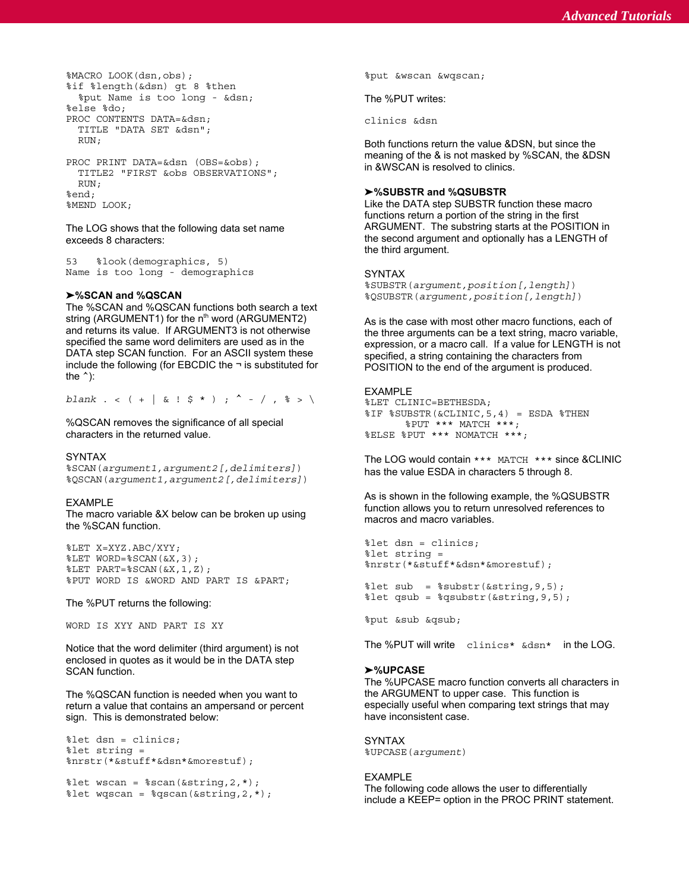```
%MACRO LOOK(dsn,obs);
%if %length(&dsn) gt 8 %then
  %put Name is too long - &dsn;
%else %do;
PROC CONTENTS DATA=&dsn;
  TITLE "DATA SET &dsn";
  RUN;

PROC PRINT DATA=&dsn (OBS=&obs);
  TITLE2 "FIRST &obs OBSERVATIONS";
  RUN;
%end;
%MEND LOOK;
```

The LOG shows that the following data set name exceeds 8 characters:

```
53   %look(demographics, 5)
Name is too long - demographics
```

### ➤%SCAN and %QSCAN

The %SCAN and %QSCAN functions both search a text string (ARGUMENT1) for the n[th] word (ARGUMENT2) and returns its value. If ARGUMENT3 is not otherwise specified the same word delimiters are used as in the DATA step SCAN function. For an ASCII system these include the following (for EBCDIC the ¬ is substituted for the ^):

*blank* . < ( + | & ! $ * ) ; ^ - / , % > \

%QSCAN removes the significance of all special characters in the returned value.

SYNTAX

```
%SCAN(argument1,argument2[,delimiters])
%QSCAN(argument1,argument2[,delimiters])
```

EXAMPLE

The macro variable &X below can be broken up using the %SCAN function.

```
%LET X=XYZ.ABC/XYY;
%LET WORD=%SCAN(&X,3);
%LET PART=%SCAN(&X,1,Z);
%PUT WORD IS &WORD AND PART IS &PART;
```

The %PUT returns the following:

```
WORD IS XYY AND PART IS XY
```

Notice that the word delimiter (third argument) is not enclosed in quotes as it would be in the DATA step SCAN function.

The %QSCAN function is needed when you want to return a value that contains an ampersand or percent sign. This is demonstrated below:

```
%let dsn = clinics;
%let string =
%nrstr(*&stuff*&dsn*&morestuf);

%let wscan = %scan(&string,2,*);
%let wqscan = %qscan(&string,2,*);
%put &wscan &wqscan;
```

The %PUT writes:

```
clinics &dsn
```

Both functions return the value &DSN, but since the meaning of the & is not masked by %SCAN, the &DSN in &WSCAN is resolved to clinics.

### ➤%SUBSTR and %QSUBSTR

Like the DATA step SUBSTR function these macro functions return a portion of the string in the first ARGUMENT. The substring starts at the POSITION in the second argument and optionally has a LENGTH of the third argument.

SYNTAX

```
%SUBSTR(argument,position[,length])
%QSUBSTR(argument,position[,length])
```

As is the case with most other macro functions, each of the three arguments can be a text string, macro variable, expression, or a macro call. If a value for LENGTH is not specified, a string containing the characters from POSITION to the end of the argument is produced.

EXAMPLE

```
%LET CLINIC=BETHESDA;
%IF %SUBSTR(&CLINIC,5,4) = ESDA %THEN
       %PUT *** MATCH ***;
%ELSE %PUT *** NOMATCH ***;
```

The LOG would contain `*** MATCH ***` since &CLINIC has the value ESDA in characters 5 through 8.

As is shown in the following example, the %QSUBSTR function allows you to return unresolved references to macros and macro variables.

```
%let dsn = clinics;
%let string =
%nrstr(*&stuff*&dsn*&morestuf);

%let sub  = %substr(&string,9,5);
%let qsub = %qsubstr(&string,9,5);

%put &sub &qsub;
```

The %PUT will write `clinics* &dsn*` in the LOG.

### ➤%UPCASE

The %UPCASE macro function converts all characters in the ARGUMENT to upper case. This function is especially useful when comparing text strings that may have inconsistent case.

SYNTAX

```
%UPCASE(argument)
```

EXAMPLE

The following code allows the user to differentially include a KEEP= option in the PROC PRINT statement.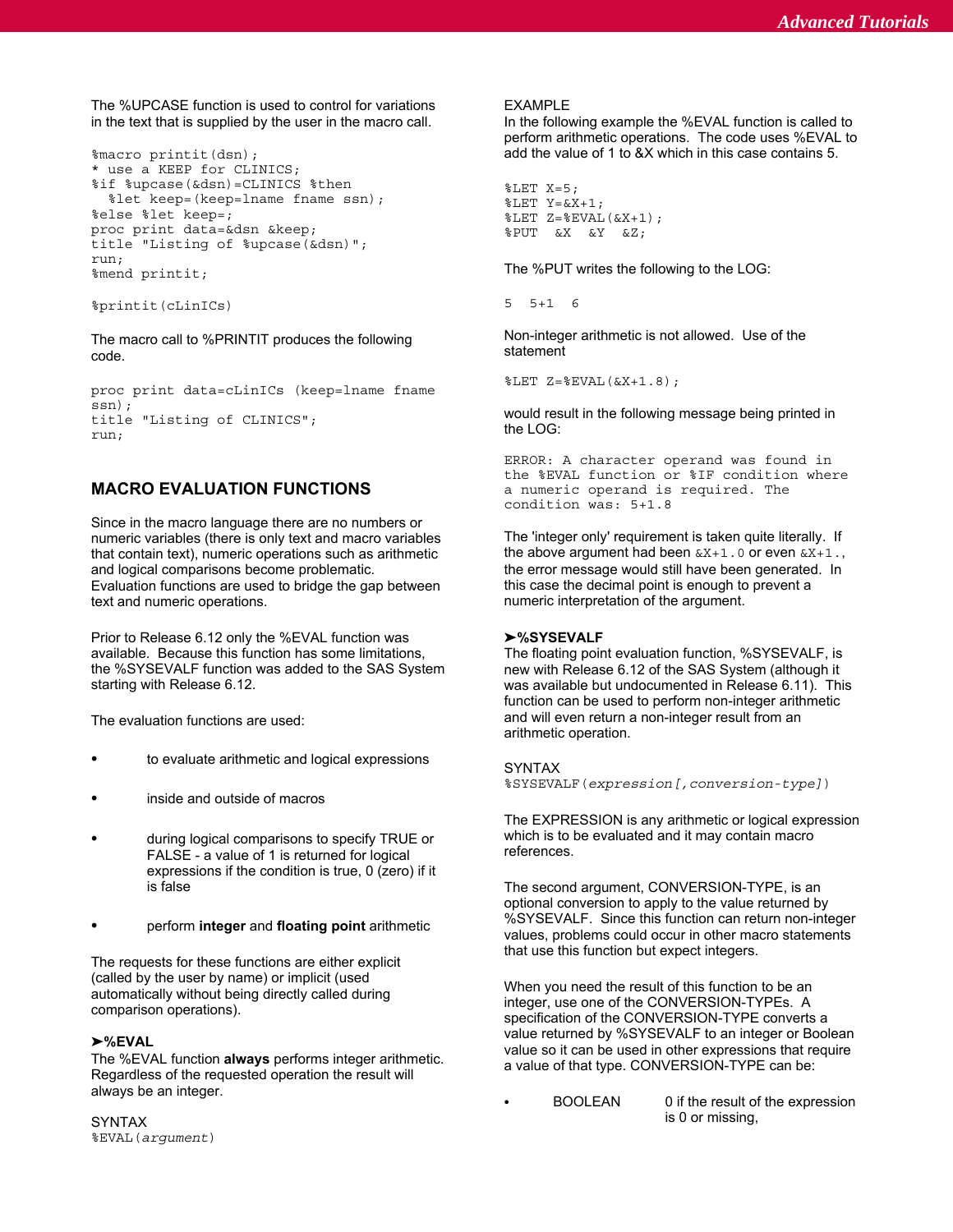The %UPCASE function is used to control for variations in the text that is supplied by the user in the macro call.

```
%macro printit(dsn);
* use a KEEP for CLINICS;
%if %upcase(&dsn)=CLINICS %then
  %let keep=(keep=lname fname ssn);
%else %let keep=;
proc print data=&dsn &keep;
title "Listing of %upcase(&dsn)";
run;
%mend printit;

%printit(cLinICs)
```

The macro call to %PRINTIT produces the following code.

```
proc print data=cLinICs (keep=lname fname
ssn);
title "Listing of CLINICS";
run;
```

## MACRO EVALUATION FUNCTIONS

Since in the macro language there are no numbers or numeric variables (there is only text and macro variables that contain text), numeric operations such as arithmetic and logical comparisons become problematic. Evaluation functions are used to bridge the gap between text and numeric operations.

Prior to Release 6.12 only the %EVAL function was available. Because this function has some limitations, the %SYSEVALF function was added to the SAS System starting with Release 6.12.

The evaluation functions are used:

- to evaluate arithmetic and logical expressions
- inside and outside of macros
- during logical comparisons to specify TRUE or FALSE - a value of 1 is returned for logical expressions if the condition is true, 0 (zero) if it is false
- perform **integer** and **floating point** arithmetic

The requests for these functions are either explicit (called by the user by name) or implicit (used automatically without being directly called during comparison operations).

### ➤%EVAL

The %EVAL function **always** performs integer arithmetic. Regardless of the requested operation the result will always be an integer.

SYNTAX
%EVAL(*argument*)

EXAMPLE
In the following example the %EVAL function is called to perform arithmetic operations. The code uses %EVAL to add the value of 1 to &X which in this case contains 5.

```
%LET X=5;
%LET Y=&X+1;
%LET Z=%EVAL(&X+1);
%PUT  &X  &Y  &Z;
```

The %PUT writes the following to the LOG:

```
5  5+1  6
```

Non-integer arithmetic is not allowed. Use of the statement

```
%LET Z=%EVAL(&X+1.8);
```

would result in the following message being printed in the LOG:

```
ERROR: A character operand was found in
the %EVAL function or %IF condition where
a numeric operand is required. The
condition was: 5+1.8
```

The 'integer only' requirement is taken quite literally. If the above argument had been `&X+1.0` or even `&X+1.`, the error message would still have been generated. In this case the decimal point is enough to prevent a numeric interpretation of the argument.

### ➤%SYSEVALF

The floating point evaluation function, %SYSEVALF, is new with Release 6.12 of the SAS System (although it was available but undocumented in Release 6.11). This function can be used to perform non-integer arithmetic and will even return a non-integer result from an arithmetic operation.

SYNTAX
%SYSEVALF(*expression[,conversion-type]*)

The EXPRESSION is any arithmetic or logical expression which is to be evaluated and it may contain macro references.

The second argument, CONVERSION-TYPE, is an optional conversion to apply to the value returned by %SYSEVALF. Since this function can return non-integer values, problems could occur in other macro statements that use this function but expect integers.

When you need the result of this function to be an integer, use one of the CONVERSION-TYPEs. A specification of the CONVERSION-TYPE converts a value returned by %SYSEVALF to an integer or Boolean value so it can be used in other expressions that require a value of that type. CONVERSION-TYPE can be:

- BOOLEAN    0 if the result of the expression is 0 or missing,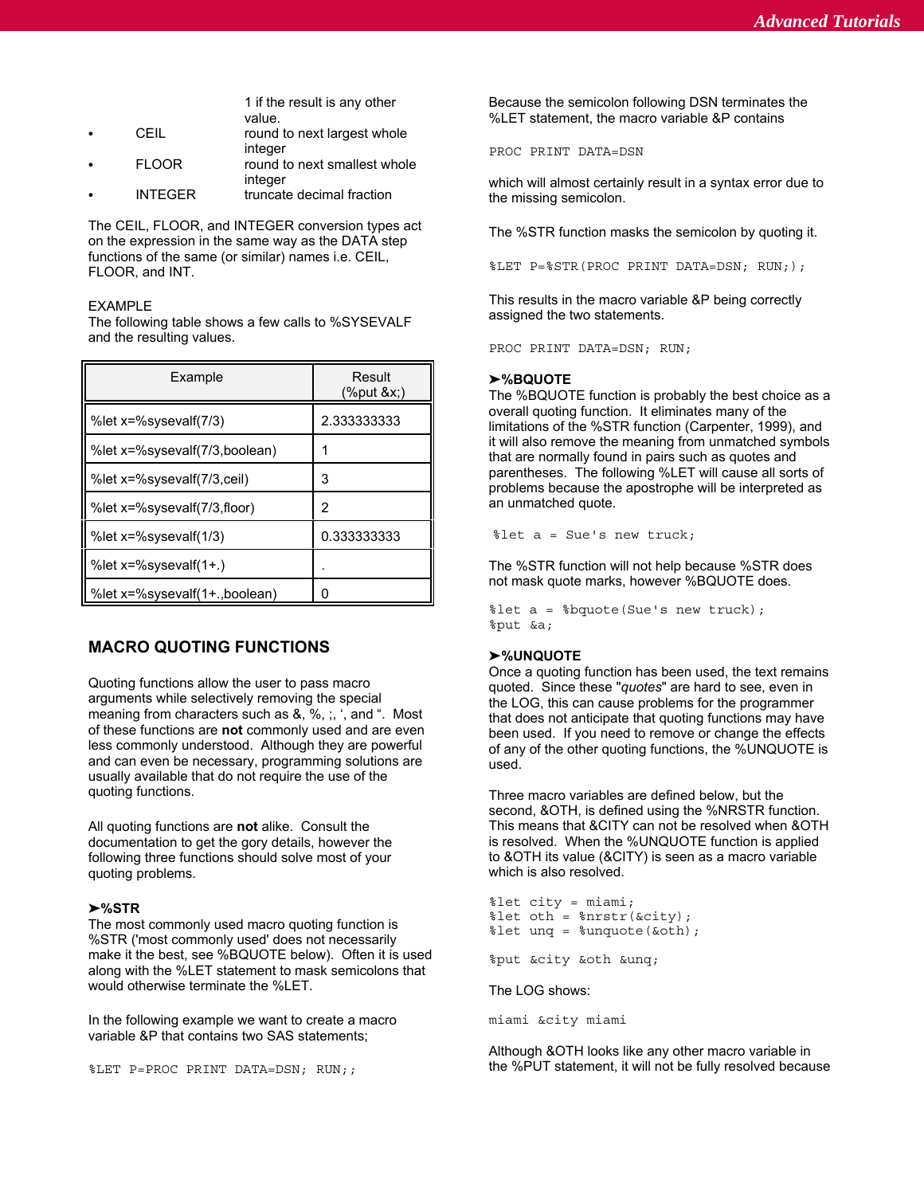| | | |
|---|---|---|
| | | 1 if the result is any other value. |
| • | CEIL | round to next largest whole integer |
| • | FLOOR | round to next smallest whole integer |
| • | INTEGER | truncate decimal fraction |

The CEIL, FLOOR, and INTEGER conversion types act on the expression in the same way as the DATA step functions of the same (or similar) names i.e. CEIL, FLOOR, and INT.

EXAMPLE
The following table shows a few calls to %SYSEVALF and the resulting values.

| Example | Result (%put &x;) |
|---|---|
| %let x=%sysevalf(7/3) | 2.333333333 |
| %let x=%sysevalf(7/3,boolean) | 1 |
| %let x=%sysevalf(7/3,ceil) | 3 |
| %let x=%sysevalf(7/3,floor) | 2 |
| %let x=%sysevalf(1/3) | 0.333333333 |
| %let x=%sysevalf(1+.) | . |
| %let x=%sysevalf(1+.,boolean) | 0 |

## MACRO QUOTING FUNCTIONS

Quoting functions allow the user to pass macro arguments while selectively removing the special meaning from characters such as &, %, ;, ‘, and “. Most of these functions are **not** commonly used and are even less commonly understood. Although they are powerful and can even be necessary, programming solutions are usually available that do not require the use of the quoting functions.

All quoting functions are **not** alike. Consult the documentation to get the gory details, however the following three functions should solve most of your quoting problems.

### ➤%STR

The most commonly used macro quoting function is %STR ('most commonly used' does not necessarily make it the best, see %BQUOTE below). Often it is used along with the %LET statement to mask semicolons that would otherwise terminate the %LET.

In the following example we want to create a macro variable &P that contains two SAS statements;

```
%LET P=PROC PRINT DATA=DSN; RUN;;
```

Because the semicolon following DSN terminates the %LET statement, the macro variable &P contains

```
PROC PRINT DATA=DSN
```

which will almost certainly result in a syntax error due to the missing semicolon.

The %STR function masks the semicolon by quoting it.

```
%LET P=%STR(PROC PRINT DATA=DSN; RUN;);
```

This results in the macro variable &P being correctly assigned the two statements.

```
PROC PRINT DATA=DSN; RUN;
```

### ➤%BQUOTE

The %BQUOTE function is probably the best choice as a overall quoting function. It eliminates many of the limitations of the %STR function (Carpenter, 1999), and it will also remove the meaning from unmatched symbols that are normally found in pairs such as quotes and parentheses. The following %LET will cause all sorts of problems because the apostrophe will be interpreted as an unmatched quote.

```
%let a = Sue's new truck;
```

The %STR function will not help because %STR does not mask quote marks, however %BQUOTE does.

```
%let a = %bquote(Sue's new truck);
%put &a;
```

### ➤%UNQUOTE

Once a quoting function has been used, the text remains quoted. Since these "*quotes*" are hard to see, even in the LOG, this can cause problems for the programmer that does not anticipate that quoting functions may have been used. If you need to remove or change the effects of any of the other quoting functions, the %UNQUOTE is used.

Three macro variables are defined below, but the second, &OTH, is defined using the %NRSTR function. This means that &CITY can not be resolved when &OTH is resolved. When the %UNQUOTE function is applied to &OTH its value (&CITY) is seen as a macro variable which is also resolved.

```
%let city = miami;
%let oth = %nrstr(&city);
%let unq = %unquote(&oth);

%put &city &oth &unq;
```

The LOG shows:

```
miami &city miami
```

Although &OTH looks like any other macro variable in the %PUT statement, it will not be fully resolved because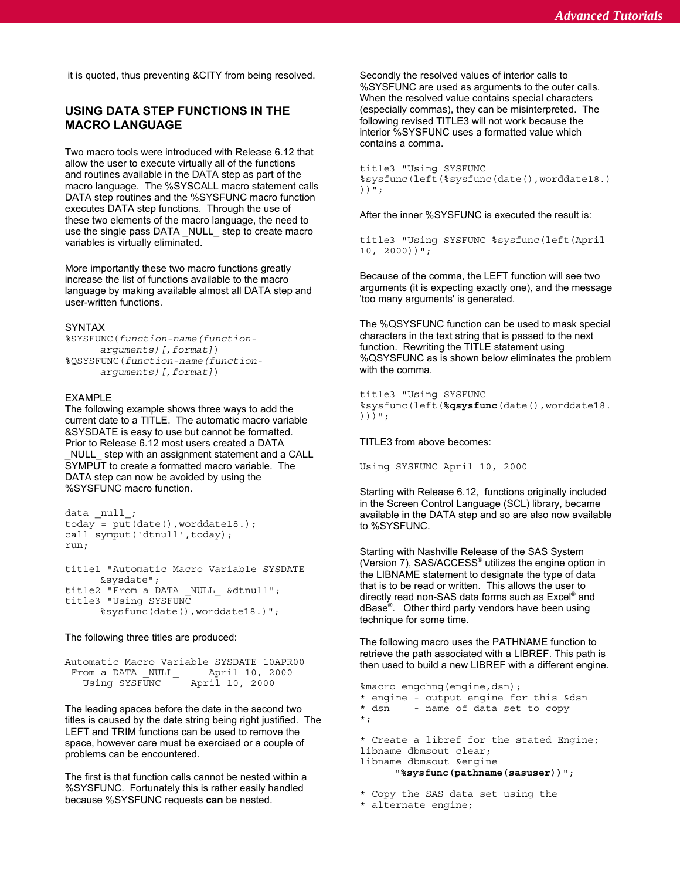it is quoted, thus preventing &CITY from being resolved.

## USING DATA STEP FUNCTIONS IN THE MACRO LANGUAGE

Two macro tools were introduced with Release 6.12 that allow the user to execute virtually all of the functions and routines available in the DATA step as part of the macro language. The %SYSCALL macro statement calls DATA step routines and the %SYSFUNC macro function executes DATA step functions. Through the use of these two elements of the macro language, the need to use the single pass DATA _NULL_ step to create macro variables is virtually eliminated.

More importantly these two macro functions greatly increase the list of functions available to the macro language by making available almost all DATA step and user-written functions.

SYNTAX

```
%SYSFUNC(function-name(function-
      arguments)[,format])
%QSYSFUNC(function-name(function-
      arguments)[,format])
```

EXAMPLE

The following example shows three ways to add the current date to a TITLE. The automatic macro variable &SYSDATE is easy to use but cannot be formatted. Prior to Release 6.12 most users created a DATA _NULL_ step with an assignment statement and a CALL SYMPUT to create a formatted macro variable. The DATA step can now be avoided by using the %SYSFUNC macro function.

```
data _null_;
today = put(date(),worddate18.);
call symput('dtnull',today);
run;

title1 "Automatic Macro Variable SYSDATE
      &sysdate";
title2 "From a DATA _NULL_ &dtnull";
title3 "Using SYSFUNC
      %sysfunc(date(),worddate18.)";
```

The following three titles are produced:

```
Automatic Macro Variable SYSDATE 10APR00
 From a DATA _NULL_     April 10, 2000
   Using SYSFUNC     April 10, 2000
```

The leading spaces before the date in the second two titles is caused by the date string being right justified. The LEFT and TRIM functions can be used to remove the space, however care must be exercised or a couple of problems can be encountered.

The first is that function calls cannot be nested within a %SYSFUNC. Fortunately this is rather easily handled because %SYSFUNC requests **can** be nested.

Secondly the resolved values of interior calls to %SYSFUNC are used as arguments to the outer calls. When the resolved value contains special characters (especially commas), they can be misinterpreted. The following revised TITLE3 will not work because the interior %SYSFUNC uses a formatted value which contains a comma.

```
title3 "Using SYSFUNC
%sysfunc(left(%sysfunc(date(),worddate18.)
))";
```

After the inner %SYSFUNC is executed the result is:

```
title3 "Using SYSFUNC %sysfunc(left(April
10, 2000))";
```

Because of the comma, the LEFT function will see two arguments (it is expecting exactly one), and the message 'too many arguments' is generated.

The %QSYSFUNC function can be used to mask special characters in the text string that is passed to the next function. Rewriting the TITLE statement using %QSYSFUNC as is shown below eliminates the problem with the comma.

```
title3 "Using SYSFUNC
%sysfunc(left(%qsysfunc(date(),worddate18.
)))";
```

TITLE3 from above becomes:

```
Using SYSFUNC April 10, 2000
```

Starting with Release 6.12, functions originally included in the Screen Control Language (SCL) library, became available in the DATA step and so are also now available to %SYSFUNC.

Starting with Nashville Release of the SAS System (Version 7), SAS/ACCESS® utilizes the engine option in the LIBNAME statement to designate the type of data that is to be read or written. This allows the user to directly read non-SAS data forms such as Excel® and dBase®. Other third party vendors have been using technique for some time.

The following macro uses the PATHNAME function to retrieve the path associated with a LIBREF. This path is then used to build a new LIBREF with a different engine.

```
%macro engchng(engine,dsn);
* engine - output engine for this &dsn
* dsn    - name of data set to copy
*;

* Create a libref for the stated Engine;
libname dbmsout clear;
libname dbmsout &engine
      "%sysfunc(pathname(sasuser))";

* Copy the SAS data set using the
* alternate engine;
```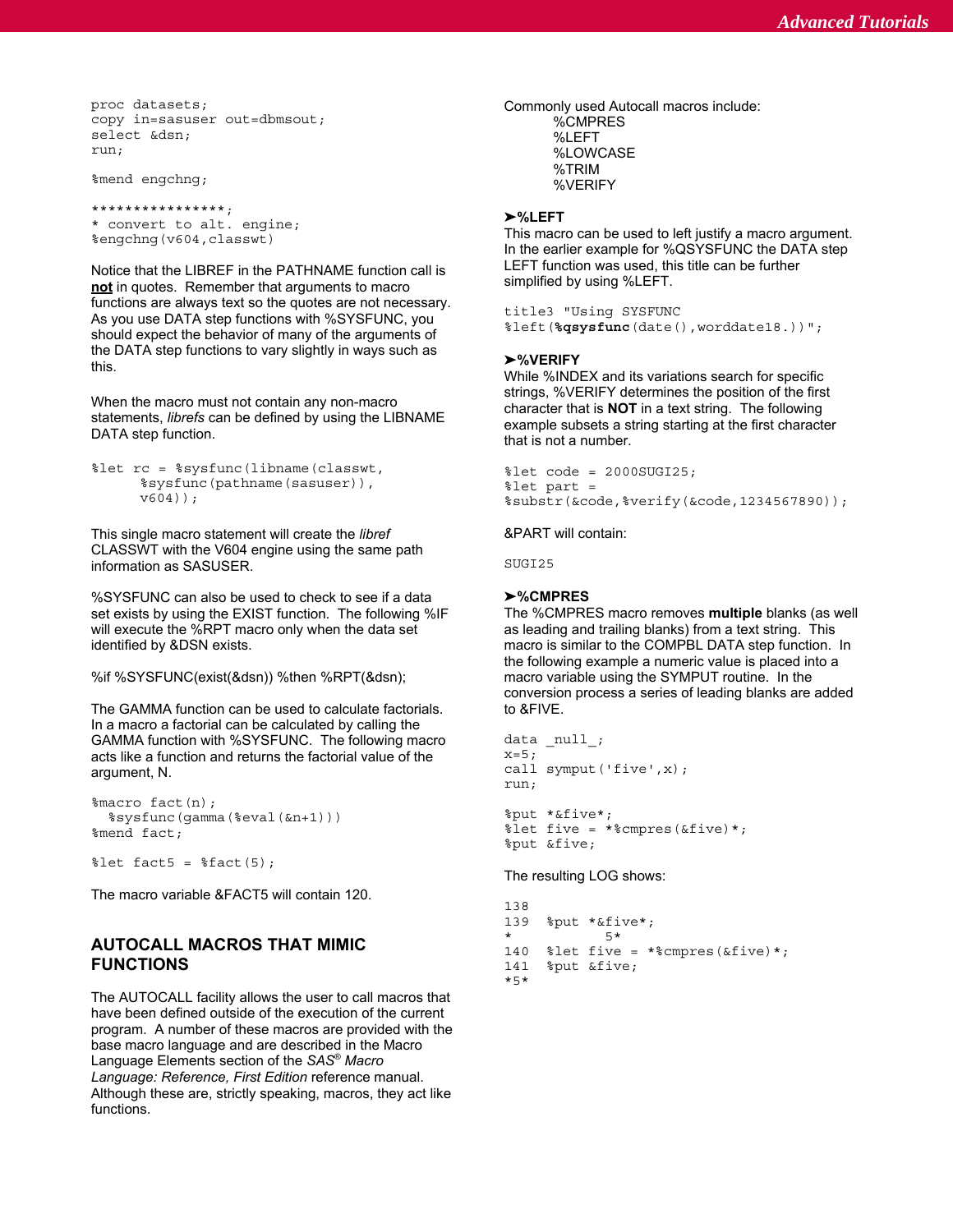```
proc datasets;
copy in=sasuser out=dbmsout;
select &dsn;
run;

%mend engchng;

****************;
* convert to alt. engine;
%engchng(v604,classwt)
```

Notice that the LIBREF in the PATHNAME function call is **not** in quotes. Remember that arguments to macro functions are always text so the quotes are not necessary. As you use DATA step functions with %SYSFUNC, you should expect the behavior of many of the arguments of the DATA step functions to vary slightly in ways such as this.

When the macro must not contain any non-macro statements, *librefs* can be defined by using the LIBNAME DATA step function.

```
%let rc = %sysfunc(libname(classwt,
      %sysfunc(pathname(sasuser)),
      v604));
```

This single macro statement will create the *libref* CLASSWT with the V604 engine using the same path information as SASUSER.

%SYSFUNC can also be used to check to see if a data set exists by using the EXIST function. The following %IF will execute the %RPT macro only when the data set identified by &DSN exists.

%if %SYSFUNC(exist(&dsn)) %then %RPT(&dsn);

The GAMMA function can be used to calculate factorials. In a macro a factorial can be calculated by calling the GAMMA function with %SYSFUNC. The following macro acts like a function and returns the factorial value of the argument, N.

```
%macro fact(n);
  %sysfunc(gamma(%eval(&n+1)))
%mend fact;

%let fact5 = %fact(5);
```

The macro variable &FACT5 will contain 120.

## AUTOCALL MACROS THAT MIMIC FUNCTIONS

The AUTOCALL facility allows the user to call macros that have been defined outside of the execution of the current program. A number of these macros are provided with the base macro language and are described in the Macro Language Elements section of the *SAS® Macro Language: Reference, First Edition* reference manual. Although these are, strictly speaking, macros, they act like functions.

Commonly used Autocall macros include:

- %CMPRES
- %LEFT
- %LOWCASE
- %TRIM
- %VERIFY

### ➤%LEFT

This macro can be used to left justify a macro argument. In the earlier example for %QSYSFUNC the DATA step LEFT function was used, this title can be further simplified by using %LEFT.

```
title3 "Using SYSFUNC
%left(%qsysfunc(date(),worddate18.))";
```

### ➤%VERIFY

While %INDEX and its variations search for specific strings, %VERIFY determines the position of the first character that is **NOT** in a text string. The following example subsets a string starting at the first character that is not a number.

```
%let code = 2000SUGI25;
%let part =
%substr(&code,%verify(&code,1234567890));
```

&PART will contain:

```
SUGI25
```

### ➤%CMPRES

The %CMPRES macro removes **multiple** blanks (as well as leading and trailing blanks) from a text string. This macro is similar to the COMPBL DATA step function. In the following example a numeric value is placed into a macro variable using the SYMPUT routine. In the conversion process a series of leading blanks are added to &FIVE.

```
data _null_;
x=5;
call symput('five',x);
run;

%put *&five*;
%let five = *%cmpres(&five)*;
%put &five;
```

The resulting LOG shows:

```
138
139  %put *&five*;
*           5*
140  %let five = *%cmpres(&five)*;
141  %put &five;
*5*
```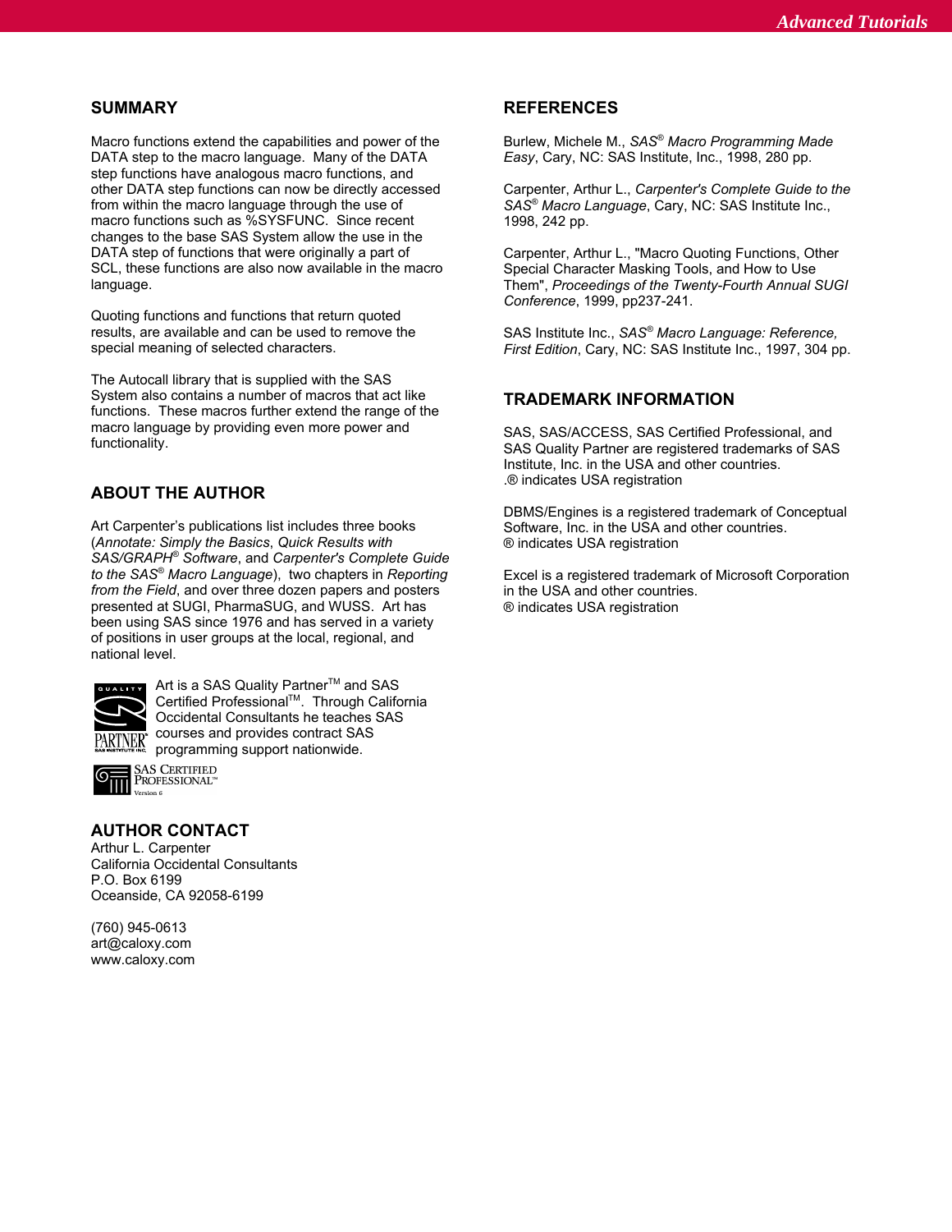## SUMMARY

Macro functions extend the capabilities and power of the DATA step to the macro language. Many of the DATA step functions have analogous macro functions, and other DATA step functions can now be directly accessed from within the macro language through the use of macro functions such as %SYSFUNC. Since recent changes to the base SAS System allow the use in the DATA step of functions that were originally a part of SCL, these functions are also now available in the macro language.

Quoting functions and functions that return quoted results, are available and can be used to remove the special meaning of selected characters.

The Autocall library that is supplied with the SAS System also contains a number of macros that act like functions. These macros further extend the range of the macro language by providing even more power and functionality.

## ABOUT THE AUTHOR

Art Carpenter's publications list includes three books (*Annotate: Simply the Basics*, *Quick Results with SAS/GRAPH® Software*, and *Carpenter's Complete Guide to the SAS® Macro Language*), two chapters in *Reporting from the Field*, and over three dozen papers and posters presented at SUGI, PharmaSUG, and WUSS. Art has been using SAS since 1976 and has served in a variety of positions in user groups at the local, regional, and national level.

Art is a SAS Quality Partner™ and SAS Certified Professional™. Through California Occidental Consultants he teaches SAS courses and provides contract SAS programming support nationwide.

## AUTHOR CONTACT

Arthur L. Carpenter
California Occidental Consultants
P.O. Box 6199
Oceanside, CA 92058-6199

(760) 945-0613
art@caloxy.com
www.caloxy.com

## REFERENCES

Burlew, Michele M., *SAS® Macro Programming Made Easy*, Cary, NC: SAS Institute, Inc., 1998, 280 pp.

Carpenter, Arthur L., *Carpenter's Complete Guide to the SAS® Macro Language*, Cary, NC: SAS Institute Inc., 1998, 242 pp.

Carpenter, Arthur L., "Macro Quoting Functions, Other Special Character Masking Tools, and How to Use Them", *Proceedings of the Twenty-Fourth Annual SUGI Conference*, 1999, pp237-241.

SAS Institute Inc., *SAS® Macro Language: Reference, First Edition*, Cary, NC: SAS Institute Inc., 1997, 304 pp.

## TRADEMARK INFORMATION

SAS, SAS/ACCESS, SAS Certified Professional, and SAS Quality Partner are registered trademarks of SAS Institute, Inc. in the USA and other countries.
.® indicates USA registration

DBMS/Engines is a registered trademark of Conceptual Software, Inc. in the USA and other countries.
® indicates USA registration

Excel is a registered trademark of Microsoft Corporation in the USA and other countries.
® indicates USA registration